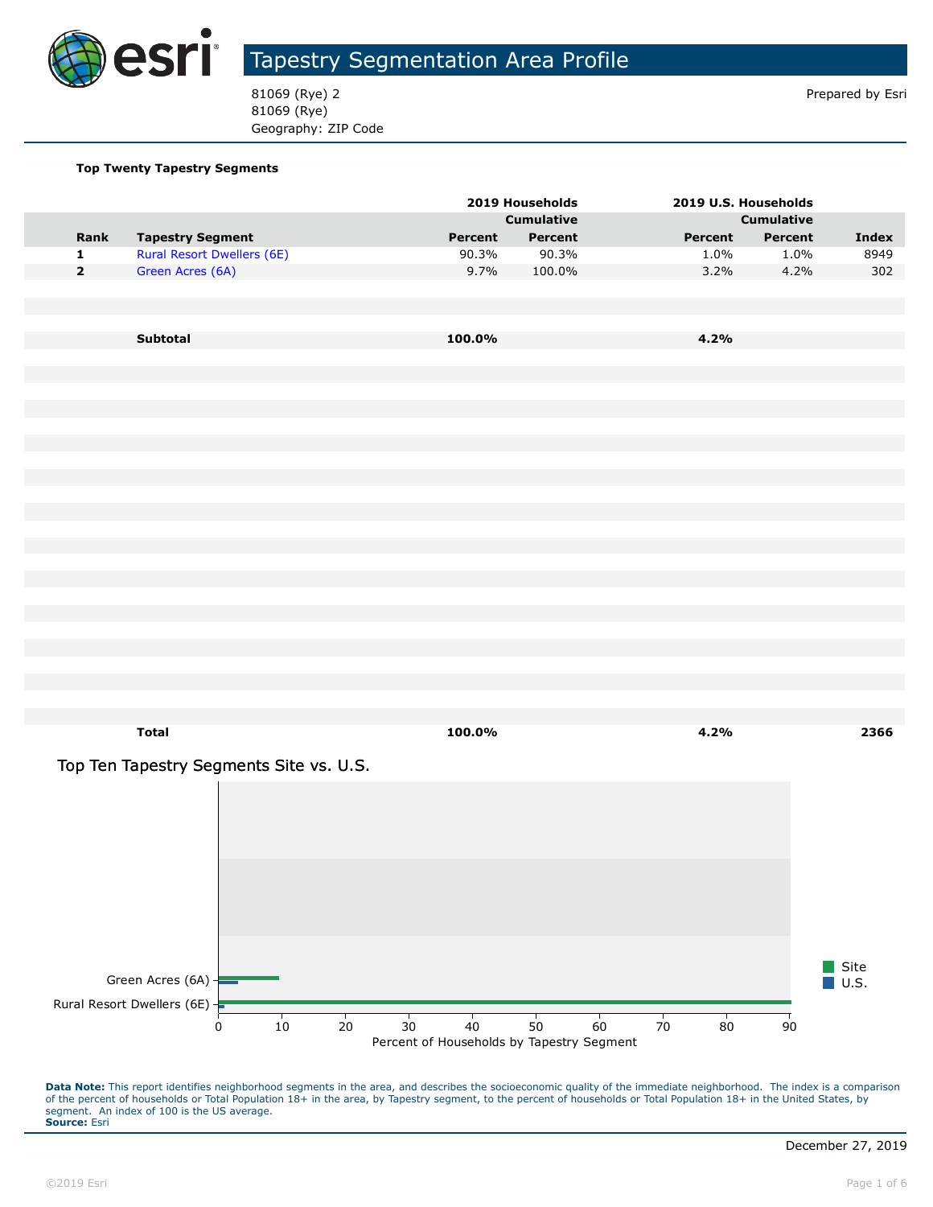# Tapestry Segmentation Area Profile

81069 (Rye) 2
81069 (Rye)
Geography: ZIP Code

Prepared by Esri

**Top Twenty Tapestry Segments**

| | | 2019 Households | | 2019 U.S. Households | | |
|---|---|---|---|---|---|---|
| | | | Cumulative | | Cumulative | |
| Rank | Tapestry Segment | Percent | Percent | Percent | Percent | Index |
| 1 | Rural Resort Dwellers (6E) | 90.3% | 90.3% | 1.0% | 1.0% | 8949 |
| 2 | Green Acres (6A) | 9.7% | 100.0% | 3.2% | 4.2% | 302 |
| | **Subtotal** | **100.0%** | | **4.2%** | | |
| | **Total** | **100.0%** | | **4.2%** | | **2366** |

## Top Ten Tapestry Segments Site vs. U.S.

| Tapestry Segment | Site | U.S. |
|---|---|---|
| Green Acres (6A) | 9.7% | 3.2% |
| Rural Resort Dwellers (6E) | 90.3% | 1.0% |

Percent of Households by Tapestry Segment

**Data Note:** This report identifies neighborhood segments in the area, and describes the socioeconomic quality of the immediate neighborhood. The index is a comparison of the percent of households or Total Population 18+ in the area, by Tapestry segment, to the percent of households or Total Population 18+ in the United States, by segment. An index of 100 is the US average.
**Source:** Esri

December 27, 2019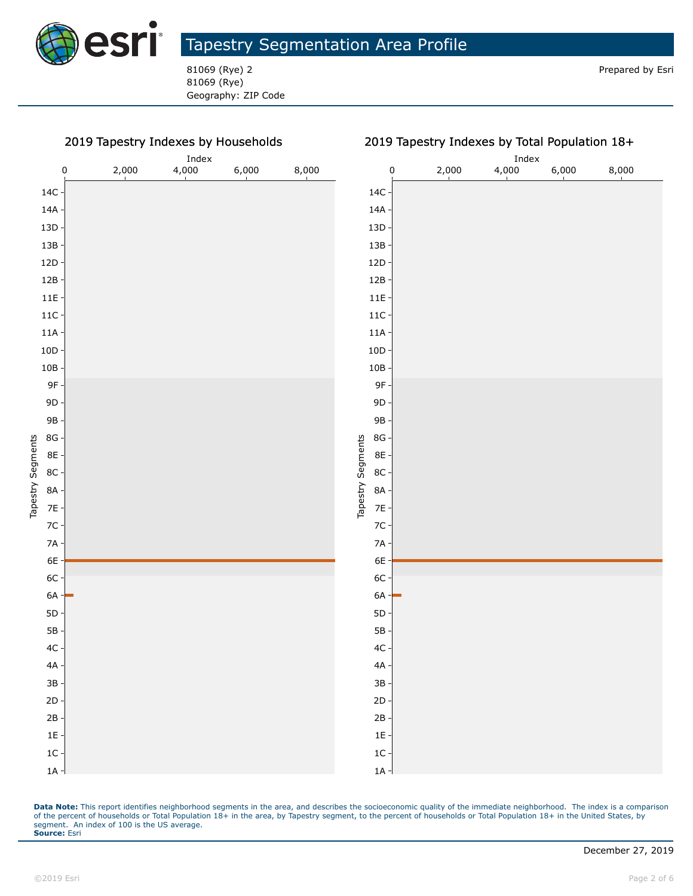# Tapestry Segmentation Area Profile

81069 (Rye) 2
81069 (Rye)
Geography: ZIP Code

Prepared by Esri

## 2019 Tapestry Indexes by Households

## 2019 Tapestry Indexes by Total Population 18+

**Data Note:** This report identifies neighborhood segments in the area, and describes the socioeconomic quality of the immediate neighborhood. The index is a comparison of the percent of households or Total Population 18+ in the area, by Tapestry segment, to the percent of households or Total Population 18+ in the United States, by segment. An index of 100 is the US average.
**Source:** Esri

December 27, 2019

©2019 Esri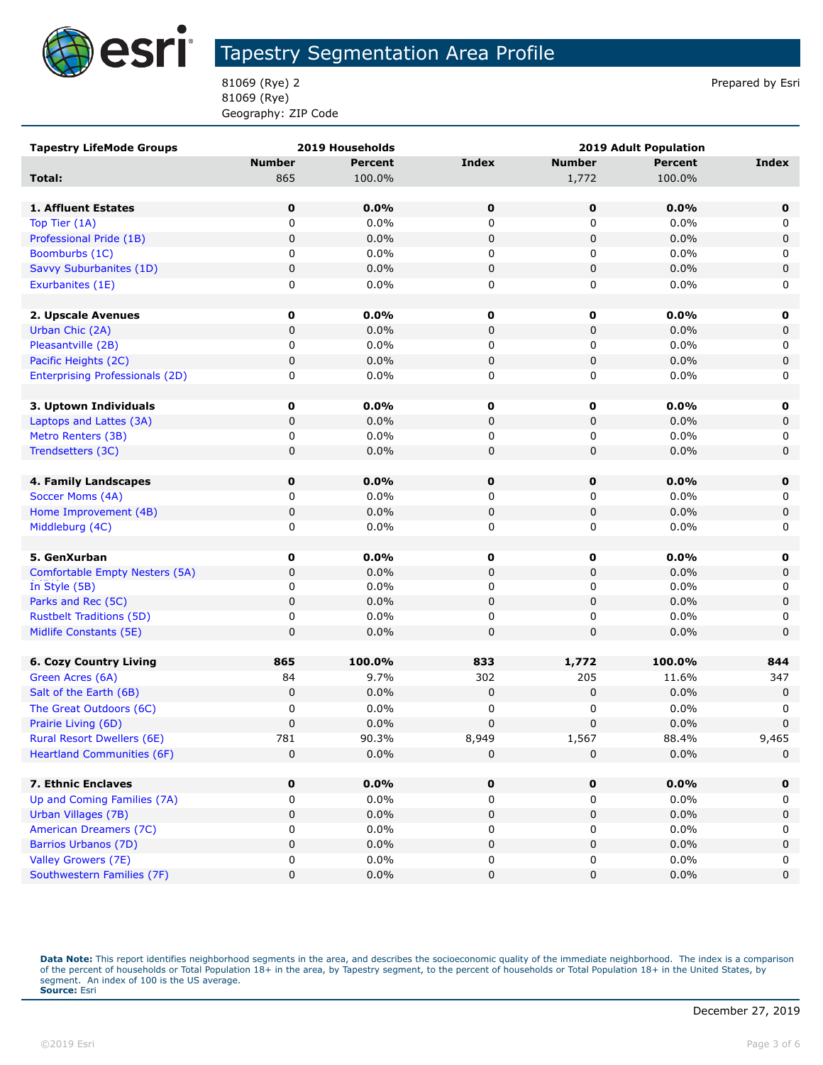# Tapestry Segmentation Area Profile

81069 (Rye) 2
81069 (Rye)
Geography: ZIP Code

Prepared by Esri

| Tapestry LifeMode Groups | 2019 Households | | | 2019 Adult Population | | |
|---|---|---|---|---|---|---|
| | Number | Percent | Index | Number | Percent | Index |
| **Total:** | 865 | 100.0% | | 1,772 | 100.0% | |
| | | | | | | |
| **1. Affluent Estates** | **0** | **0.0%** | **0** | **0** | **0.0%** | **0** |
| Top Tier (1A) | 0 | 0.0% | 0 | 0 | 0.0% | 0 |
| Professional Pride (1B) | 0 | 0.0% | 0 | 0 | 0.0% | 0 |
| Boomburbs (1C) | 0 | 0.0% | 0 | 0 | 0.0% | 0 |
| Savvy Suburbanites (1D) | 0 | 0.0% | 0 | 0 | 0.0% | 0 |
| Exurbanites (1E) | 0 | 0.0% | 0 | 0 | 0.0% | 0 |
| | | | | | | |
| **2. Upscale Avenues** | **0** | **0.0%** | **0** | **0** | **0.0%** | **0** |
| Urban Chic (2A) | 0 | 0.0% | 0 | 0 | 0.0% | 0 |
| Pleasantville (2B) | 0 | 0.0% | 0 | 0 | 0.0% | 0 |
| Pacific Heights (2C) | 0 | 0.0% | 0 | 0 | 0.0% | 0 |
| Enterprising Professionals (2D) | 0 | 0.0% | 0 | 0 | 0.0% | 0 |
| | | | | | | |
| **3. Uptown Individuals** | **0** | **0.0%** | **0** | **0** | **0.0%** | **0** |
| Laptops and Lattes (3A) | 0 | 0.0% | 0 | 0 | 0.0% | 0 |
| Metro Renters (3B) | 0 | 0.0% | 0 | 0 | 0.0% | 0 |
| Trendsetters (3C) | 0 | 0.0% | 0 | 0 | 0.0% | 0 |
| | | | | | | |
| **4. Family Landscapes** | **0** | **0.0%** | **0** | **0** | **0.0%** | **0** |
| Soccer Moms (4A) | 0 | 0.0% | 0 | 0 | 0.0% | 0 |
| Home Improvement (4B) | 0 | 0.0% | 0 | 0 | 0.0% | 0 |
| Middleburg (4C) | 0 | 0.0% | 0 | 0 | 0.0% | 0 |
| | | | | | | |
| **5. GenXurban** | **0** | **0.0%** | **0** | **0** | **0.0%** | **0** |
| Comfortable Empty Nesters (5A) | 0 | 0.0% | 0 | 0 | 0.0% | 0 |
| In Style (5B) | 0 | 0.0% | 0 | 0 | 0.0% | 0 |
| Parks and Rec (5C) | 0 | 0.0% | 0 | 0 | 0.0% | 0 |
| Rustbelt Traditions (5D) | 0 | 0.0% | 0 | 0 | 0.0% | 0 |
| Midlife Constants (5E) | 0 | 0.0% | 0 | 0 | 0.0% | 0 |
| | | | | | | |
| **6. Cozy Country Living** | **865** | **100.0%** | **833** | **1,772** | **100.0%** | **844** |
| Green Acres (6A) | 84 | 9.7% | 302 | 205 | 11.6% | 347 |
| Salt of the Earth (6B) | 0 | 0.0% | 0 | 0 | 0.0% | 0 |
| The Great Outdoors (6C) | 0 | 0.0% | 0 | 0 | 0.0% | 0 |
| Prairie Living (6D) | 0 | 0.0% | 0 | 0 | 0.0% | 0 |
| Rural Resort Dwellers (6E) | 781 | 90.3% | 8,949 | 1,567 | 88.4% | 9,465 |
| Heartland Communities (6F) | 0 | 0.0% | 0 | 0 | 0.0% | 0 |
| | | | | | | |
| **7. Ethnic Enclaves** | **0** | **0.0%** | **0** | **0** | **0.0%** | **0** |
| Up and Coming Families (7A) | 0 | 0.0% | 0 | 0 | 0.0% | 0 |
| Urban Villages (7B) | 0 | 0.0% | 0 | 0 | 0.0% | 0 |
| American Dreamers (7C) | 0 | 0.0% | 0 | 0 | 0.0% | 0 |
| Barrios Urbanos (7D) | 0 | 0.0% | 0 | 0 | 0.0% | 0 |
| Valley Growers (7E) | 0 | 0.0% | 0 | 0 | 0.0% | 0 |
| Southwestern Families (7F) | 0 | 0.0% | 0 | 0 | 0.0% | 0 |

**Data Note:** This report identifies neighborhood segments in the area, and describes the socioeconomic quality of the immediate neighborhood. The index is a comparison of the percent of households or Total Population 18+ in the area, by Tapestry segment, to the percent of households or Total Population 18+ in the United States, by segment. An index of 100 is the US average.
**Source:** Esri

December 27, 2019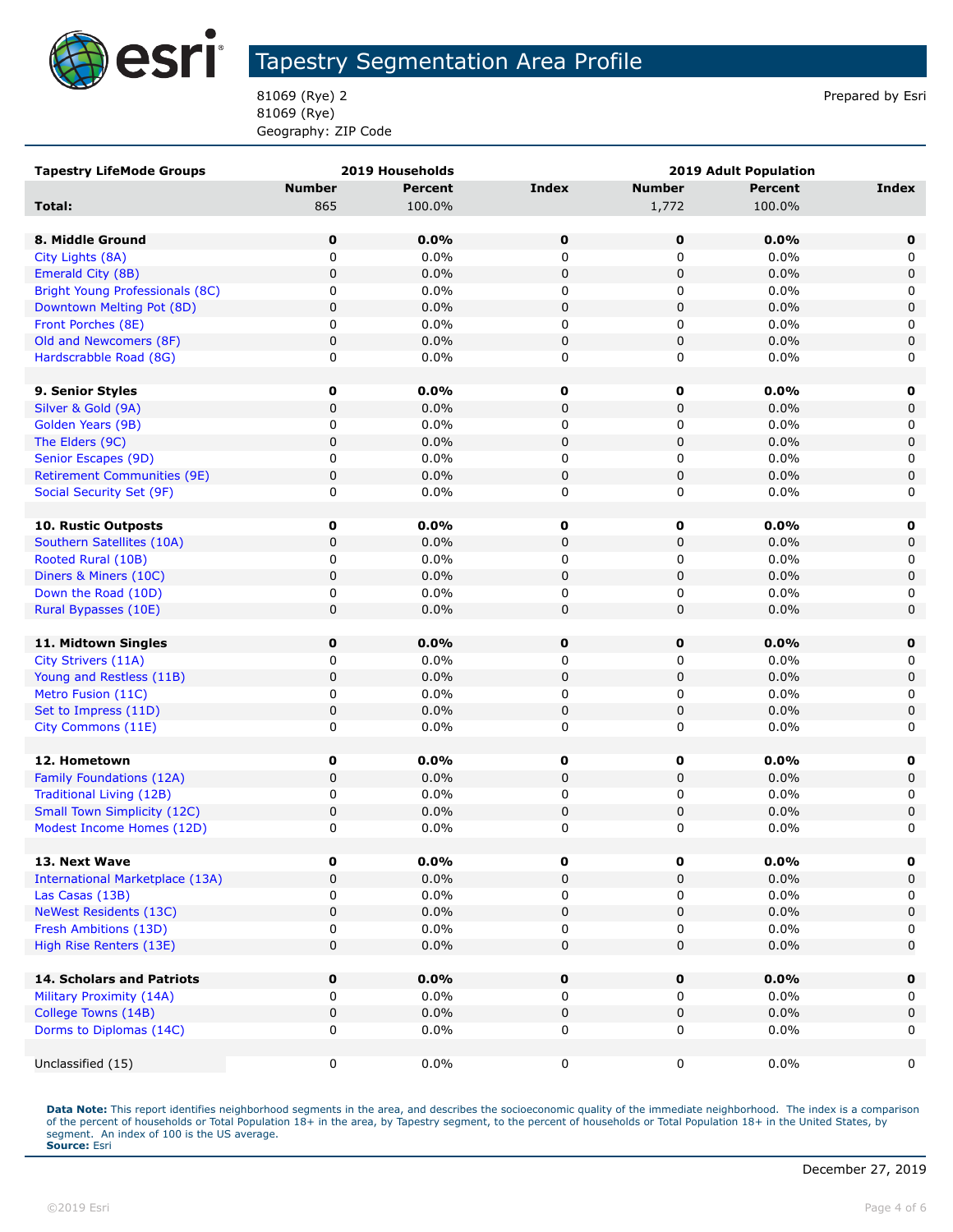# Tapestry Segmentation Area Profile

81069 (Rye) 2
81069 (Rye)
Geography: ZIP Code

Prepared by Esri

| Tapestry LifeMode Groups | 2019 Households | | | 2019 Adult Population | | |
|---|---|---|---|---|---|---|
| | Number | Percent | Index | Number | Percent | Index |
| **Total:** | 865 | 100.0% | | 1,772 | 100.0% | |
| | | | | | | |
| **8. Middle Ground** | **0** | **0.0%** | **0** | **0** | **0.0%** | **0** |
| City Lights (8A) | 0 | 0.0% | 0 | 0 | 0.0% | 0 |
| Emerald City (8B) | 0 | 0.0% | 0 | 0 | 0.0% | 0 |
| Bright Young Professionals (8C) | 0 | 0.0% | 0 | 0 | 0.0% | 0 |
| Downtown Melting Pot (8D) | 0 | 0.0% | 0 | 0 | 0.0% | 0 |
| Front Porches (8E) | 0 | 0.0% | 0 | 0 | 0.0% | 0 |
| Old and Newcomers (8F) | 0 | 0.0% | 0 | 0 | 0.0% | 0 |
| Hardscrabble Road (8G) | 0 | 0.0% | 0 | 0 | 0.0% | 0 |
| | | | | | | |
| **9. Senior Styles** | **0** | **0.0%** | **0** | **0** | **0.0%** | **0** |
| Silver & Gold (9A) | 0 | 0.0% | 0 | 0 | 0.0% | 0 |
| Golden Years (9B) | 0 | 0.0% | 0 | 0 | 0.0% | 0 |
| The Elders (9C) | 0 | 0.0% | 0 | 0 | 0.0% | 0 |
| Senior Escapes (9D) | 0 | 0.0% | 0 | 0 | 0.0% | 0 |
| Retirement Communities (9E) | 0 | 0.0% | 0 | 0 | 0.0% | 0 |
| Social Security Set (9F) | 0 | 0.0% | 0 | 0 | 0.0% | 0 |
| | | | | | | |
| **10. Rustic Outposts** | **0** | **0.0%** | **0** | **0** | **0.0%** | **0** |
| Southern Satellites (10A) | 0 | 0.0% | 0 | 0 | 0.0% | 0 |
| Rooted Rural (10B) | 0 | 0.0% | 0 | 0 | 0.0% | 0 |
| Diners & Miners (10C) | 0 | 0.0% | 0 | 0 | 0.0% | 0 |
| Down the Road (10D) | 0 | 0.0% | 0 | 0 | 0.0% | 0 |
| Rural Bypasses (10E) | 0 | 0.0% | 0 | 0 | 0.0% | 0 |
| | | | | | | |
| **11. Midtown Singles** | **0** | **0.0%** | **0** | **0** | **0.0%** | **0** |
| City Strivers (11A) | 0 | 0.0% | 0 | 0 | 0.0% | 0 |
| Young and Restless (11B) | 0 | 0.0% | 0 | 0 | 0.0% | 0 |
| Metro Fusion (11C) | 0 | 0.0% | 0 | 0 | 0.0% | 0 |
| Set to Impress (11D) | 0 | 0.0% | 0 | 0 | 0.0% | 0 |
| City Commons (11E) | 0 | 0.0% | 0 | 0 | 0.0% | 0 |
| | | | | | | |
| **12. Hometown** | **0** | **0.0%** | **0** | **0** | **0.0%** | **0** |
| Family Foundations (12A) | 0 | 0.0% | 0 | 0 | 0.0% | 0 |
| Traditional Living (12B) | 0 | 0.0% | 0 | 0 | 0.0% | 0 |
| Small Town Simplicity (12C) | 0 | 0.0% | 0 | 0 | 0.0% | 0 |
| Modest Income Homes (12D) | 0 | 0.0% | 0 | 0 | 0.0% | 0 |
| | | | | | | |
| **13. Next Wave** | **0** | **0.0%** | **0** | **0** | **0.0%** | **0** |
| International Marketplace (13A) | 0 | 0.0% | 0 | 0 | 0.0% | 0 |
| Las Casas (13B) | 0 | 0.0% | 0 | 0 | 0.0% | 0 |
| NeWest Residents (13C) | 0 | 0.0% | 0 | 0 | 0.0% | 0 |
| Fresh Ambitions (13D) | 0 | 0.0% | 0 | 0 | 0.0% | 0 |
| High Rise Renters (13E) | 0 | 0.0% | 0 | 0 | 0.0% | 0 |
| | | | | | | |
| **14. Scholars and Patriots** | **0** | **0.0%** | **0** | **0** | **0.0%** | **0** |
| Military Proximity (14A) | 0 | 0.0% | 0 | 0 | 0.0% | 0 |
| College Towns (14B) | 0 | 0.0% | 0 | 0 | 0.0% | 0 |
| Dorms to Diplomas (14C) | 0 | 0.0% | 0 | 0 | 0.0% | 0 |
| | | | | | | |
| Unclassified (15) | 0 | 0.0% | 0 | 0 | 0.0% | 0 |

**Data Note:** This report identifies neighborhood segments in the area, and describes the socioeconomic quality of the immediate neighborhood. The index is a comparison of the percent of households or Total Population 18+ in the area, by Tapestry segment, to the percent of households or Total Population 18+ in the United States, by segment. An index of 100 is the US average.
**Source:** Esri

December 27, 2019

©2019 Esri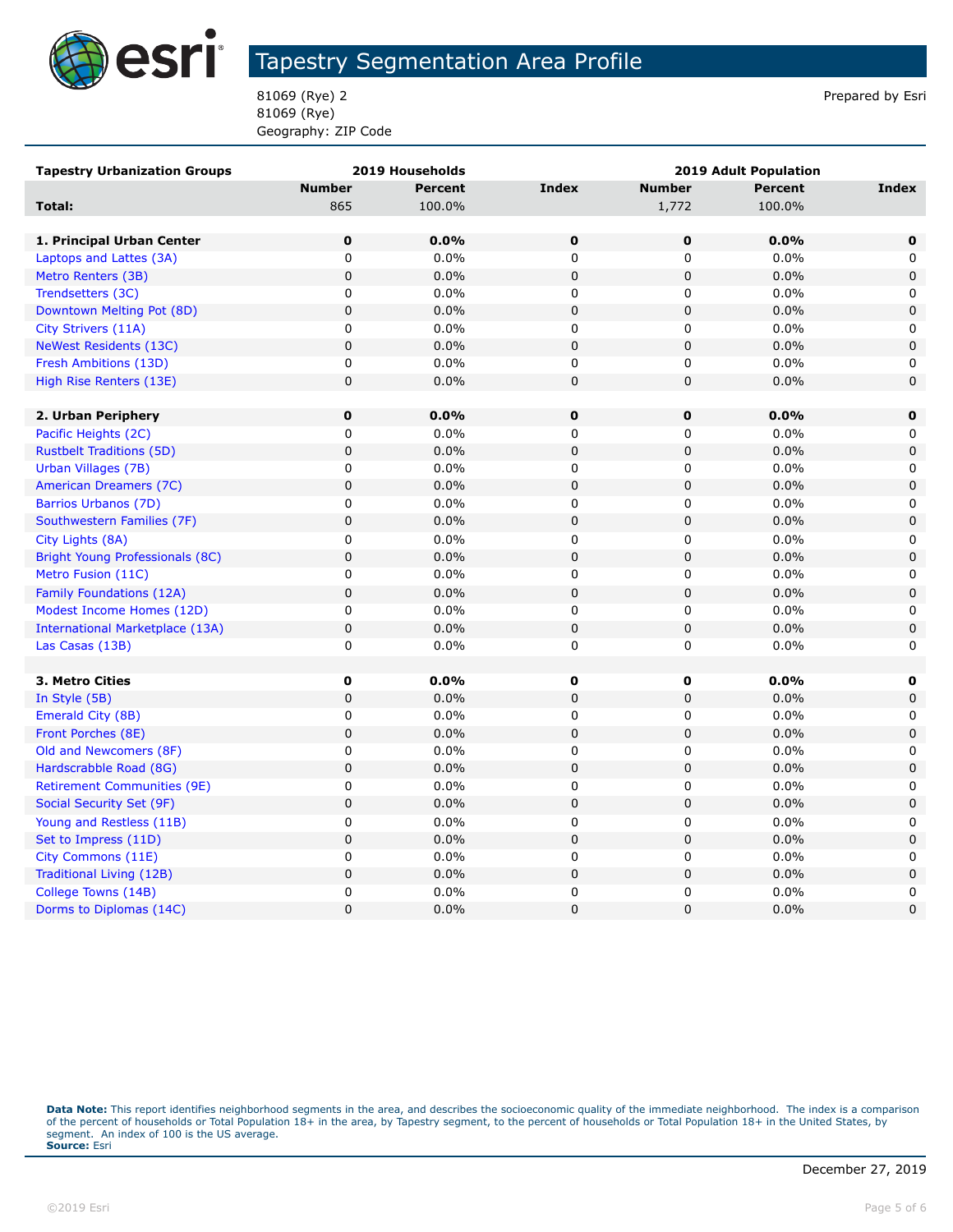# Tapestry Segmentation Area Profile

81069 (Rye) 2
81069 (Rye)
Geography: ZIP Code

Prepared by Esri

| Tapestry Urbanization Groups | 2019 Households | | | 2019 Adult Population | | |
|---|---|---|---|---|---|---|
| | Number | Percent | Index | Number | Percent | Index |
| **Total:** | 865 | 100.0% | | 1,772 | 100.0% | |
| | | | | | | |
| **1. Principal Urban Center** | **0** | **0.0%** | **0** | **0** | **0.0%** | **0** |
| Laptops and Lattes (3A) | 0 | 0.0% | 0 | 0 | 0.0% | 0 |
| Metro Renters (3B) | 0 | 0.0% | 0 | 0 | 0.0% | 0 |
| Trendsetters (3C) | 0 | 0.0% | 0 | 0 | 0.0% | 0 |
| Downtown Melting Pot (8D) | 0 | 0.0% | 0 | 0 | 0.0% | 0 |
| City Strivers (11A) | 0 | 0.0% | 0 | 0 | 0.0% | 0 |
| NeWest Residents (13C) | 0 | 0.0% | 0 | 0 | 0.0% | 0 |
| Fresh Ambitions (13D) | 0 | 0.0% | 0 | 0 | 0.0% | 0 |
| High Rise Renters (13E) | 0 | 0.0% | 0 | 0 | 0.0% | 0 |
| | | | | | | |
| **2. Urban Periphery** | **0** | **0.0%** | **0** | **0** | **0.0%** | **0** |
| Pacific Heights (2C) | 0 | 0.0% | 0 | 0 | 0.0% | 0 |
| Rustbelt Traditions (5D) | 0 | 0.0% | 0 | 0 | 0.0% | 0 |
| Urban Villages (7B) | 0 | 0.0% | 0 | 0 | 0.0% | 0 |
| American Dreamers (7C) | 0 | 0.0% | 0 | 0 | 0.0% | 0 |
| Barrios Urbanos (7D) | 0 | 0.0% | 0 | 0 | 0.0% | 0 |
| Southwestern Families (7F) | 0 | 0.0% | 0 | 0 | 0.0% | 0 |
| City Lights (8A) | 0 | 0.0% | 0 | 0 | 0.0% | 0 |
| Bright Young Professionals (8C) | 0 | 0.0% | 0 | 0 | 0.0% | 0 |
| Metro Fusion (11C) | 0 | 0.0% | 0 | 0 | 0.0% | 0 |
| Family Foundations (12A) | 0 | 0.0% | 0 | 0 | 0.0% | 0 |
| Modest Income Homes (12D) | 0 | 0.0% | 0 | 0 | 0.0% | 0 |
| International Marketplace (13A) | 0 | 0.0% | 0 | 0 | 0.0% | 0 |
| Las Casas (13B) | 0 | 0.0% | 0 | 0 | 0.0% | 0 |
| | | | | | | |
| **3. Metro Cities** | **0** | **0.0%** | **0** | **0** | **0.0%** | **0** |
| In Style (5B) | 0 | 0.0% | 0 | 0 | 0.0% | 0 |
| Emerald City (8B) | 0 | 0.0% | 0 | 0 | 0.0% | 0 |
| Front Porches (8E) | 0 | 0.0% | 0 | 0 | 0.0% | 0 |
| Old and Newcomers (8F) | 0 | 0.0% | 0 | 0 | 0.0% | 0 |
| Hardscrabble Road (8G) | 0 | 0.0% | 0 | 0 | 0.0% | 0 |
| Retirement Communities (9E) | 0 | 0.0% | 0 | 0 | 0.0% | 0 |
| Social Security Set (9F) | 0 | 0.0% | 0 | 0 | 0.0% | 0 |
| Young and Restless (11B) | 0 | 0.0% | 0 | 0 | 0.0% | 0 |
| Set to Impress (11D) | 0 | 0.0% | 0 | 0 | 0.0% | 0 |
| City Commons (11E) | 0 | 0.0% | 0 | 0 | 0.0% | 0 |
| Traditional Living (12B) | 0 | 0.0% | 0 | 0 | 0.0% | 0 |
| College Towns (14B) | 0 | 0.0% | 0 | 0 | 0.0% | 0 |
| Dorms to Diplomas (14C) | 0 | 0.0% | 0 | 0 | 0.0% | 0 |

**Data Note:** This report identifies neighborhood segments in the area, and describes the socioeconomic quality of the immediate neighborhood. The index is a comparison of the percent of households or Total Population 18+ in the area, by Tapestry segment, to the percent of households or Total Population 18+ in the United States, by segment. An index of 100 is the US average.
**Source:** Esri

December 27, 2019

©2019 Esri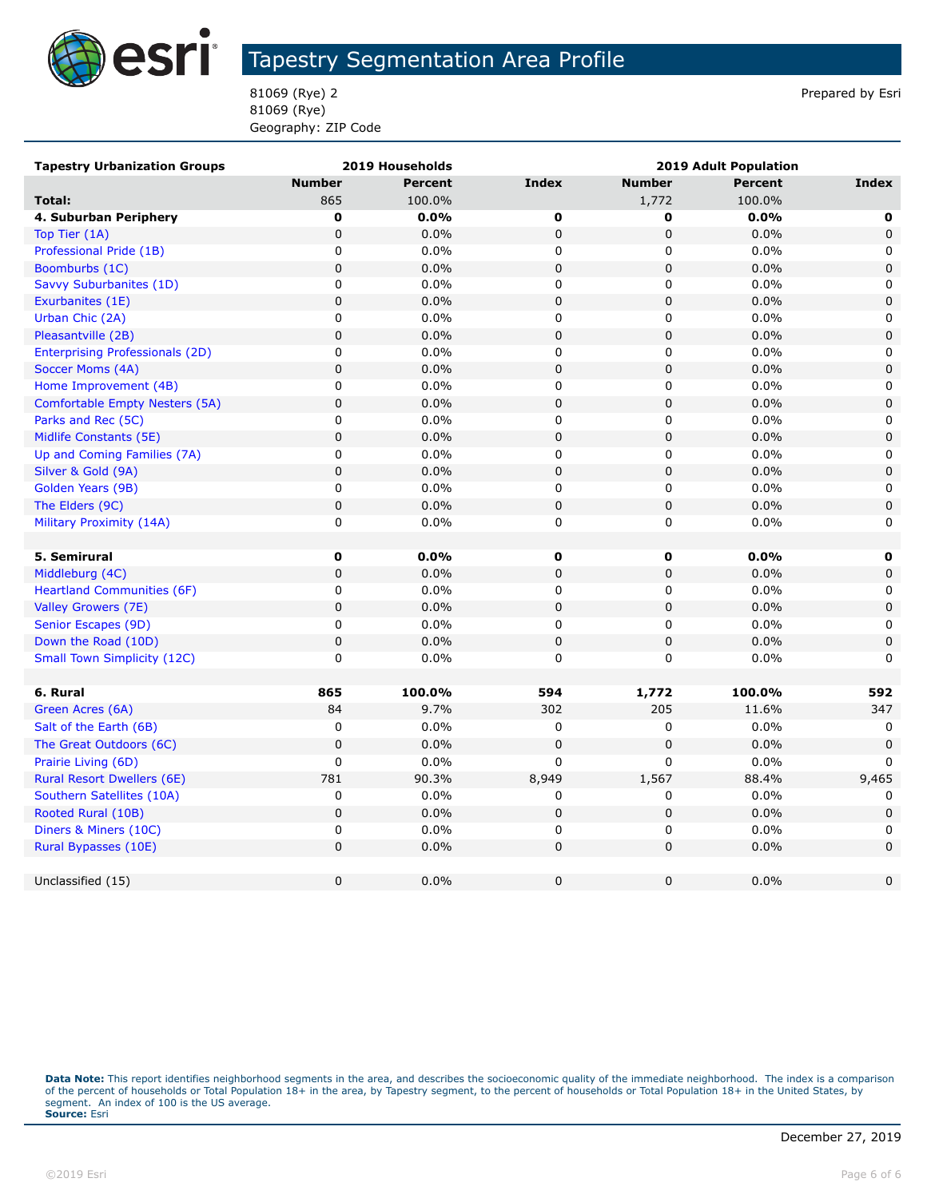# Tapestry Segmentation Area Profile

81069 (Rye) 2
81069 (Rye)
Geography: ZIP Code

Prepared by Esri

| Tapestry Urbanization Groups | 2019 Households | | | 2019 Adult Population | | |
|---|---|---|---|---|---|---|
| | Number | Percent | Index | Number | Percent | Index |
| **Total:** | 865 | 100.0% | | 1,772 | 100.0% | |
| **4. Suburban Periphery** | **0** | **0.0%** | **0** | **0** | **0.0%** | **0** |
| Top Tier (1A) | 0 | 0.0% | 0 | 0 | 0.0% | 0 |
| Professional Pride (1B) | 0 | 0.0% | 0 | 0 | 0.0% | 0 |
| Boomburbs (1C) | 0 | 0.0% | 0 | 0 | 0.0% | 0 |
| Savvy Suburbanites (1D) | 0 | 0.0% | 0 | 0 | 0.0% | 0 |
| Exurbanites (1E) | 0 | 0.0% | 0 | 0 | 0.0% | 0 |
| Urban Chic (2A) | 0 | 0.0% | 0 | 0 | 0.0% | 0 |
| Pleasantville (2B) | 0 | 0.0% | 0 | 0 | 0.0% | 0 |
| Enterprising Professionals (2D) | 0 | 0.0% | 0 | 0 | 0.0% | 0 |
| Soccer Moms (4A) | 0 | 0.0% | 0 | 0 | 0.0% | 0 |
| Home Improvement (4B) | 0 | 0.0% | 0 | 0 | 0.0% | 0 |
| Comfortable Empty Nesters (5A) | 0 | 0.0% | 0 | 0 | 0.0% | 0 |
| Parks and Rec (5C) | 0 | 0.0% | 0 | 0 | 0.0% | 0 |
| Midlife Constants (5E) | 0 | 0.0% | 0 | 0 | 0.0% | 0 |
| Up and Coming Families (7A) | 0 | 0.0% | 0 | 0 | 0.0% | 0 |
| Silver & Gold (9A) | 0 | 0.0% | 0 | 0 | 0.0% | 0 |
| Golden Years (9B) | 0 | 0.0% | 0 | 0 | 0.0% | 0 |
| The Elders (9C) | 0 | 0.0% | 0 | 0 | 0.0% | 0 |
| Military Proximity (14A) | 0 | 0.0% | 0 | 0 | 0.0% | 0 |
| | | | | | | |
| **5. Semirural** | **0** | **0.0%** | **0** | **0** | **0.0%** | **0** |
| Middleburg (4C) | 0 | 0.0% | 0 | 0 | 0.0% | 0 |
| Heartland Communities (6F) | 0 | 0.0% | 0 | 0 | 0.0% | 0 |
| Valley Growers (7E) | 0 | 0.0% | 0 | 0 | 0.0% | 0 |
| Senior Escapes (9D) | 0 | 0.0% | 0 | 0 | 0.0% | 0 |
| Down the Road (10D) | 0 | 0.0% | 0 | 0 | 0.0% | 0 |
| Small Town Simplicity (12C) | 0 | 0.0% | 0 | 0 | 0.0% | 0 |
| | | | | | | |
| **6. Rural** | **865** | **100.0%** | **594** | **1,772** | **100.0%** | **592** |
| Green Acres (6A) | 84 | 9.7% | 302 | 205 | 11.6% | 347 |
| Salt of the Earth (6B) | 0 | 0.0% | 0 | 0 | 0.0% | 0 |
| The Great Outdoors (6C) | 0 | 0.0% | 0 | 0 | 0.0% | 0 |
| Prairie Living (6D) | 0 | 0.0% | 0 | 0 | 0.0% | 0 |
| Rural Resort Dwellers (6E) | 781 | 90.3% | 8,949 | 1,567 | 88.4% | 9,465 |
| Southern Satellites (10A) | 0 | 0.0% | 0 | 0 | 0.0% | 0 |
| Rooted Rural (10B) | 0 | 0.0% | 0 | 0 | 0.0% | 0 |
| Diners & Miners (10C) | 0 | 0.0% | 0 | 0 | 0.0% | 0 |
| Rural Bypasses (10E) | 0 | 0.0% | 0 | 0 | 0.0% | 0 |
| | | | | | | |
| Unclassified (15) | 0 | 0.0% | 0 | 0 | 0.0% | 0 |

**Data Note:** This report identifies neighborhood segments in the area, and describes the socioeconomic quality of the immediate neighborhood. The index is a comparison of the percent of households or Total Population 18+ in the area, by Tapestry segment, to the percent of households or Total Population 18+ in the United States, by segment. An index of 100 is the US average.
**Source:** Esri

December 27, 2019